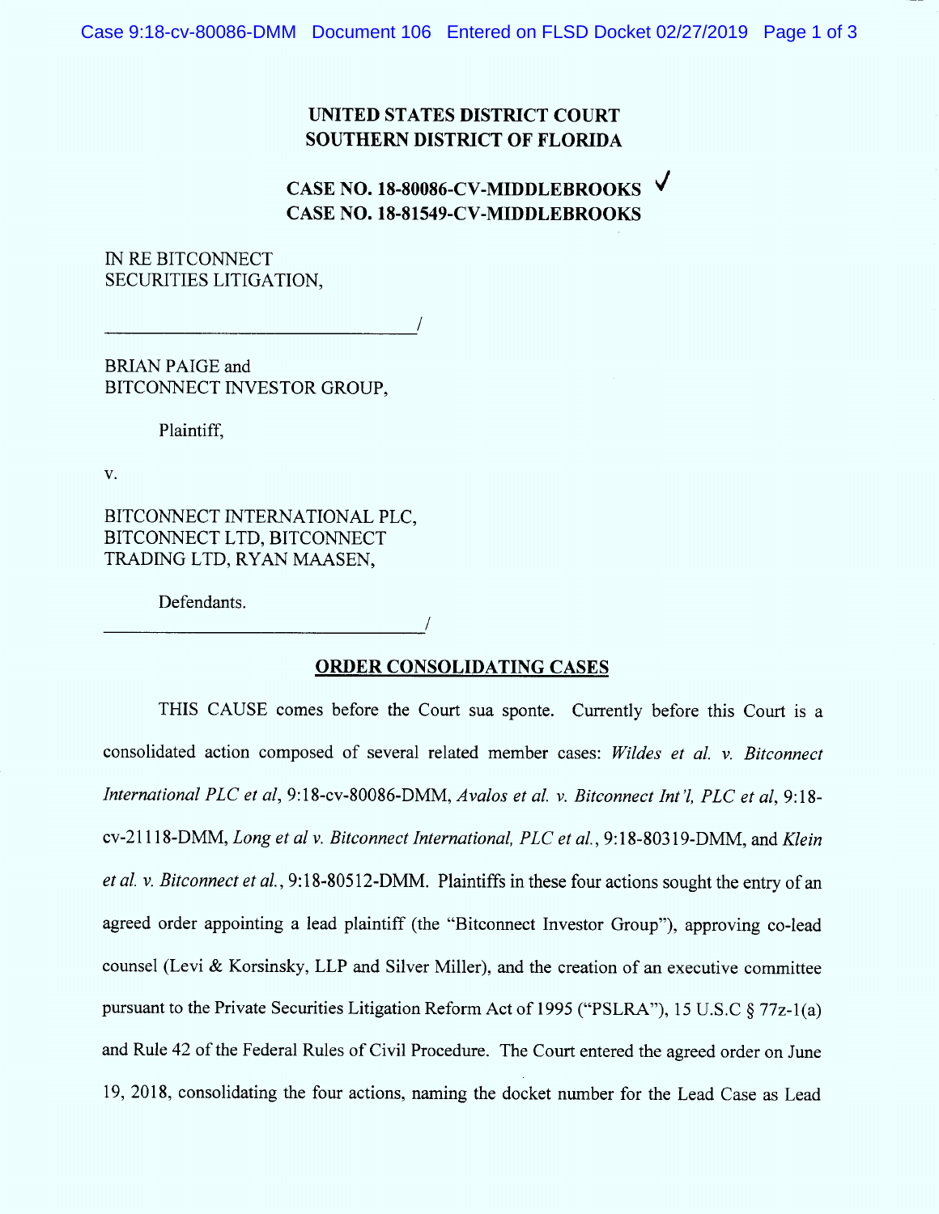**UNITED STATES DISTRICT COURT**
**SOUTHERN DISTRICT OF FLORIDA**

**CASE NO. 18-80086-CV-MIDDLEBROOKS** ✓
**CASE NO. 18-81549-CV-MIDDLEBROOKS**

IN RE BITCONNECT
SECURITIES LITIGATION,

\_\_\_\_\_\_\_\_\_\_\_\_\_\_\_\_\_\_\_\_\_\_\_\_\_\_\_\_\_\_\_\_\_\_/

BRIAN PAIGE and
BITCONNECT INVESTOR GROUP,

Plaintiff,

v.

BITCONNECT INTERNATIONAL PLC,
BITCONNECT LTD, BITCONNECT
TRADING LTD, RYAN MAASEN,

Defendants.

\_\_\_\_\_\_\_\_\_\_\_\_\_\_\_\_\_\_\_\_\_\_\_\_\_\_\_\_\_\_\_\_\_\_/

**ORDER CONSOLIDATING CASES**

THIS CAUSE comes before the Court sua sponte. Currently before this Court is a consolidated action composed of several related member cases: *Wildes et al. v. Bitconnect International PLC et al*, 9:18-cv-80086-DMM, *Avalos et al. v. Bitconnect Int'l, PLC et al*, 9:18-cv-21118-DMM, *Long et al v. Bitconnect International, PLC et al.*, 9:18-80319-DMM, and *Klein et al. v. Bitconnect et al.*, 9:18-80512-DMM. Plaintiffs in these four actions sought the entry of an agreed order appointing a lead plaintiff (the "Bitconnect Investor Group"), approving co-lead counsel (Levi & Korsinsky, LLP and Silver Miller), and the creation of an executive committee pursuant to the Private Securities Litigation Reform Act of 1995 ("PSLRA"), 15 U.S.C § 77z-1(a) and Rule 42 of the Federal Rules of Civil Procedure. The Court entered the agreed order on June 19, 2018, consolidating the four actions, naming the docket number for the Lead Case as Lead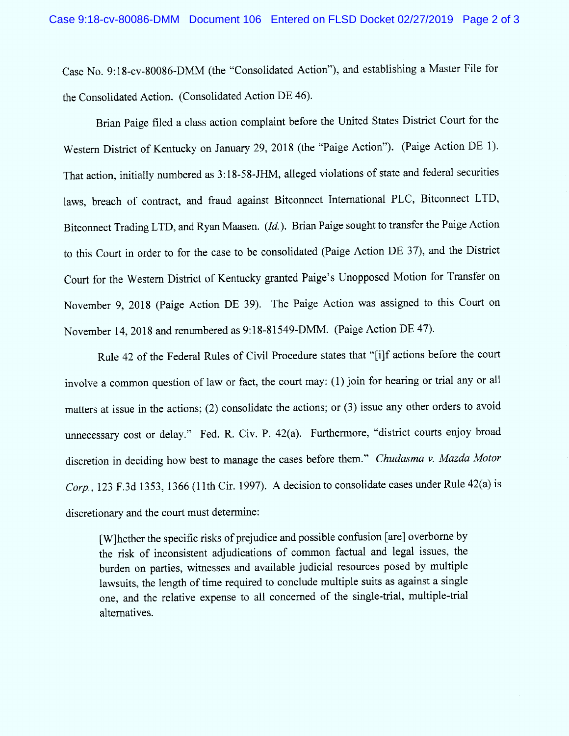Case No. 9:18-cv-80086-DMM (the "Consolidated Action"), and establishing a Master File for the Consolidated Action. (Consolidated Action DE 46).

Brian Paige filed a class action complaint before the United States District Court for the Western District of Kentucky on January 29, 2018 (the "Paige Action"). (Paige Action DE 1). That action, initially numbered as 3:18-58-JHM, alleged violations of state and federal securities laws, breach of contract, and fraud against Bitconnect International PLC, Bitconnect LTD, Bitconnect Trading LTD, and Ryan Maasen. (*Id.*). Brian Paige sought to transfer the Paige Action to this Court in order to for the case to be consolidated (Paige Action DE 37), and the District Court for the Western District of Kentucky granted Paige's Unopposed Motion for Transfer on November 9, 2018 (Paige Action DE 39). The Paige Action was assigned to this Court on November 14, 2018 and renumbered as 9:18-81549-DMM. (Paige Action DE 47).

Rule 42 of the Federal Rules of Civil Procedure states that "[i]f actions before the court involve a common question of law or fact, the court may: (1) join for hearing or trial any or all matters at issue in the actions; (2) consolidate the actions; or (3) issue any other orders to avoid unnecessary cost or delay." Fed. R. Civ. P. 42(a). Furthermore, "district courts enjoy broad discretion in deciding how best to manage the cases before them." *Chudasma v. Mazda Motor Corp.*, 123 F.3d 1353, 1366 (11th Cir. 1997). A decision to consolidate cases under Rule 42(a) is discretionary and the court must determine:

> [W]hether the specific risks of prejudice and possible confusion [are] overborne by the risk of inconsistent adjudications of common factual and legal issues, the burden on parties, witnesses and available judicial resources posed by multiple lawsuits, the length of time required to conclude multiple suits as against a single one, and the relative expense to all concerned of the single-trial, multiple-trial alternatives.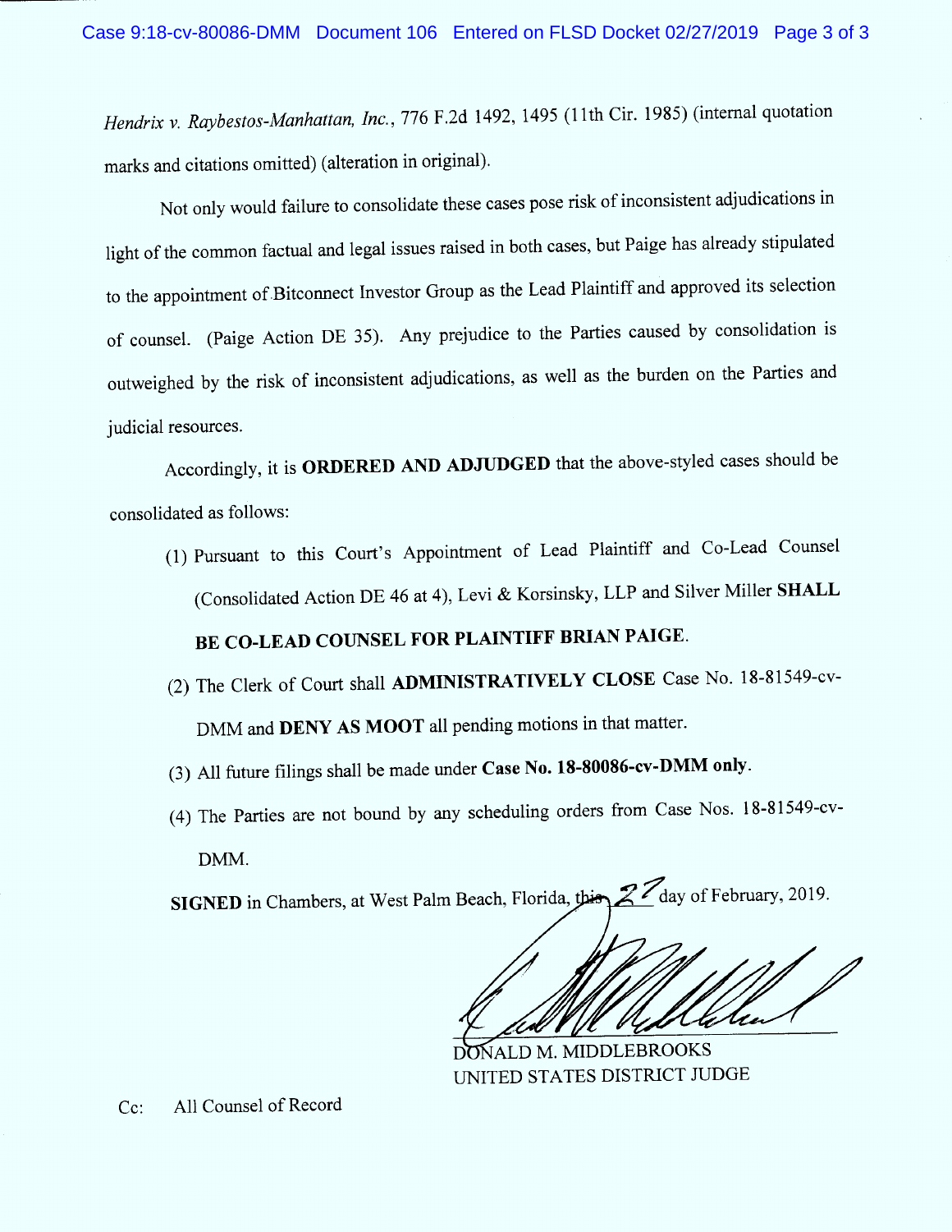*Hendrix v. Raybestos-Manhattan, Inc.*, 776 F.2d 1492, 1495 (11th Cir. 1985) (internal quotation marks and citations omitted) (alteration in original).

Not only would failure to consolidate these cases pose risk of inconsistent adjudications in light of the common factual and legal issues raised in both cases, but Paige has already stipulated to the appointment of Bitconnect Investor Group as the Lead Plaintiff and approved its selection of counsel. (Paige Action DE 35). Any prejudice to the Parties caused by consolidation is outweighed by the risk of inconsistent adjudications, as well as the burden on the Parties and judicial resources.

Accordingly, it is **ORDERED AND ADJUDGED** that the above-styled cases should be consolidated as follows:

(1) Pursuant to this Court's Appointment of Lead Plaintiff and Co-Lead Counsel (Consolidated Action DE 46 at 4), Levi & Korsinsky, LLP and Silver Miller **SHALL BE CO-LEAD COUNSEL FOR PLAINTIFF BRIAN PAIGE**.

(2) The Clerk of Court shall **ADMINISTRATIVELY CLOSE** Case No. 18-81549-cv-DMM and **DENY AS MOOT** all pending motions in that matter.

(3) All future filings shall be made under **Case No. 18-80086-cv-DMM only**.

(4) The Parties are not bound by any scheduling orders from Case Nos. 18-81549-cv-DMM.

**SIGNED** in Chambers, at West Palm Beach, Florida, this 27 day of February, 2019.

DONALD M. MIDDLEBROOKS
UNITED STATES DISTRICT JUDGE

Cc: All Counsel of Record